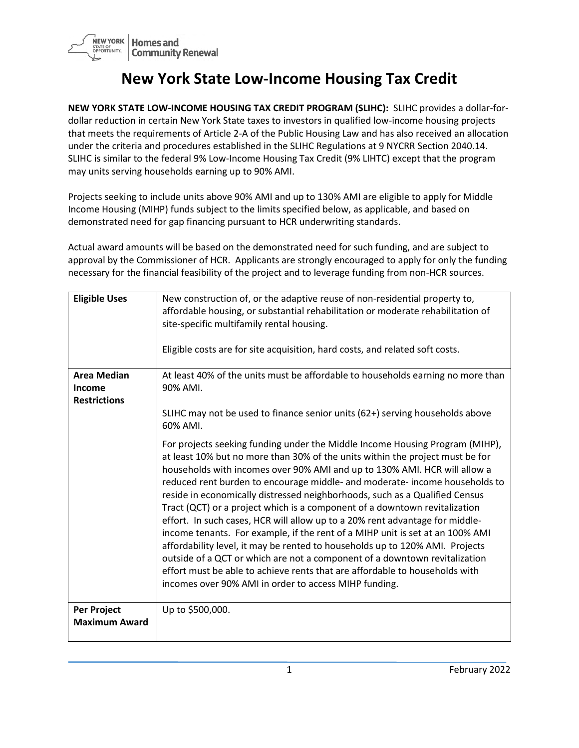# New York State Low-Income Housing Tax Credit

**NEW YORK STATE LOW-INCOME HOUSING TAX CREDIT PROGRAM (SLIHC):** SLIHC provides a dollar-for-dollar reduction in certain New York State taxes to investors in qualified low-income housing projects that meets the requirements of Article 2-A of the Public Housing Law and has also received an allocation under the criteria and procedures established in the SLIHC Regulations at 9 NYCRR Section 2040.14. SLIHC is similar to the federal 9% Low-Income Housing Tax Credit (9% LIHTC) except that the program may units serving households earning up to 90% AMI.

Projects seeking to include units above 90% AMI and up to 130% AMI are eligible to apply for Middle Income Housing (MIHP) funds subject to the limits specified below, as applicable, and based on demonstrated need for gap financing pursuant to HCR underwriting standards.

Actual award amounts will be based on the demonstrated need for such funding, and are subject to approval by the Commissioner of HCR. Applicants are strongly encouraged to apply for only the funding necessary for the financial feasibility of the project and to leverage funding from non-HCR sources.

| | |
|---|---|
| **Eligible Uses** | New construction of, or the adaptive reuse of non-residential property to, affordable housing, or substantial rehabilitation or moderate rehabilitation of site-specific multifamily rental housing.<br><br>Eligible costs are for site acquisition, hard costs, and related soft costs. |
| **Area Median Income Restrictions** | At least 40% of the units must be affordable to households earning no more than 90% AMI.<br><br>SLIHC may not be used to finance senior units (62+) serving households above 60% AMI.<br><br>For projects seeking funding under the Middle Income Housing Program (MIHP), at least 10% but no more than 30% of the units within the project must be for households with incomes over 90% AMI and up to 130% AMI. HCR will allow a reduced rent burden to encourage middle- and moderate- income households to reside in economically distressed neighborhoods, such as a Qualified Census Tract (QCT) or a project which is a component of a downtown revitalization effort. In such cases, HCR will allow up to a 20% rent advantage for middle-income tenants. For example, if the rent of a MIHP unit is set at an 100% AMI affordability level, it may be rented to households up to 120% AMI. Projects outside of a QCT or which are not a component of a downtown revitalization effort must be able to achieve rents that are affordable to households with incomes over 90% AMI in order to access MIHP funding. |
| **Per Project Maximum Award** | Up to $500,000. |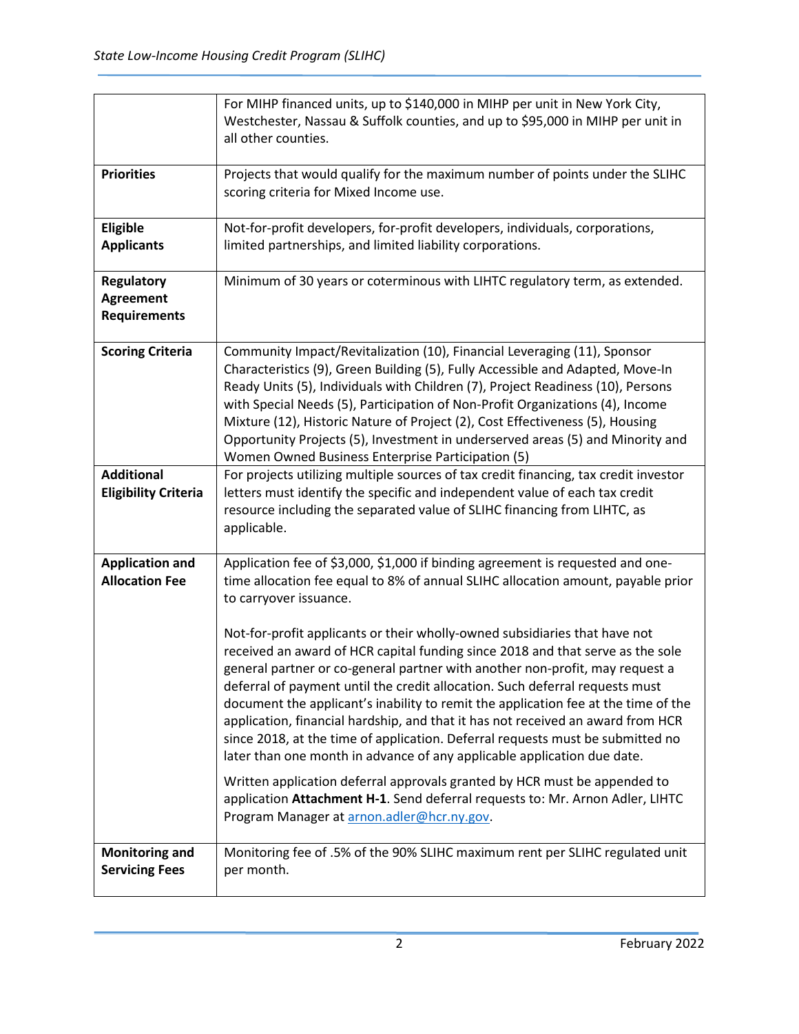| | |
|---|---|
| | For MIHP financed units, up to $140,000 in MIHP per unit in New York City, Westchester, Nassau & Suffolk counties, and up to $95,000 in MIHP per unit in all other counties. |
| **Priorities** | Projects that would qualify for the maximum number of points under the SLIHC scoring criteria for Mixed Income use. |
| **Eligible Applicants** | Not-for-profit developers, for-profit developers, individuals, corporations, limited partnerships, and limited liability corporations. |
| **Regulatory Agreement Requirements** | Minimum of 30 years or coterminous with LIHTC regulatory term, as extended. |
| **Scoring Criteria** | Community Impact/Revitalization (10), Financial Leveraging (11), Sponsor Characteristics (9), Green Building (5), Fully Accessible and Adapted, Move-In Ready Units (5), Individuals with Children (7), Project Readiness (10), Persons with Special Needs (5), Participation of Non-Profit Organizations (4), Income Mixture (12), Historic Nature of Project (2), Cost Effectiveness (5), Housing Opportunity Projects (5), Investment in underserved areas (5) and Minority and Women Owned Business Enterprise Participation (5) |
| **Additional Eligibility Criteria** | For projects utilizing multiple sources of tax credit financing, tax credit investor letters must identify the specific and independent value of each tax credit resource including the separated value of SLIHC financing from LIHTC, as applicable. |
| **Application and Allocation Fee** | Application fee of $3,000, $1,000 if binding agreement is requested and one-time allocation fee equal to 8% of annual SLIHC allocation amount, payable prior to carryover issuance.<br><br>Not-for-profit applicants or their wholly-owned subsidiaries that have not received an award of HCR capital funding since 2018 and that serve as the sole general partner or co-general partner with another non-profit, may request a deferral of payment until the credit allocation. Such deferral requests must document the applicant's inability to remit the application fee at the time of the application, financial hardship, and that it has not received an award from HCR since 2018, at the time of application. Deferral requests must be submitted no later than one month in advance of any applicable application due date.<br><br>Written application deferral approvals granted by HCR must be appended to application **Attachment H-1**. Send deferral requests to: Mr. Arnon Adler, LIHTC Program Manager at arnon.adler@hcr.ny.gov. |
| **Monitoring and Servicing Fees** | Monitoring fee of .5% of the 90% SLIHC maximum rent per SLIHC regulated unit per month. |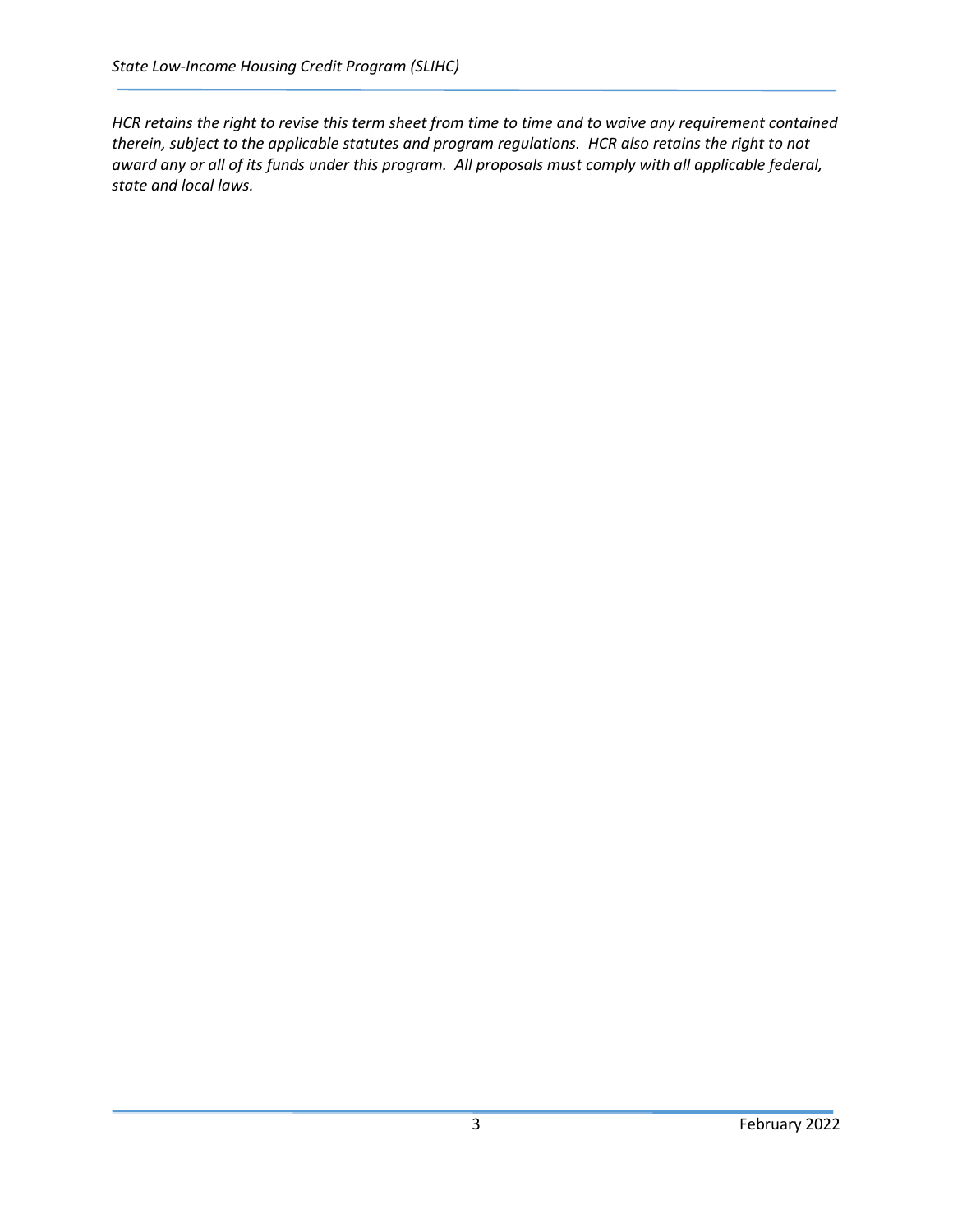*HCR retains the right to revise this term sheet from time to time and to waive any requirement contained therein, subject to the applicable statutes and program regulations. HCR also retains the right to not award any or all of its funds under this program. All proposals must comply with all applicable federal, state and local laws.*